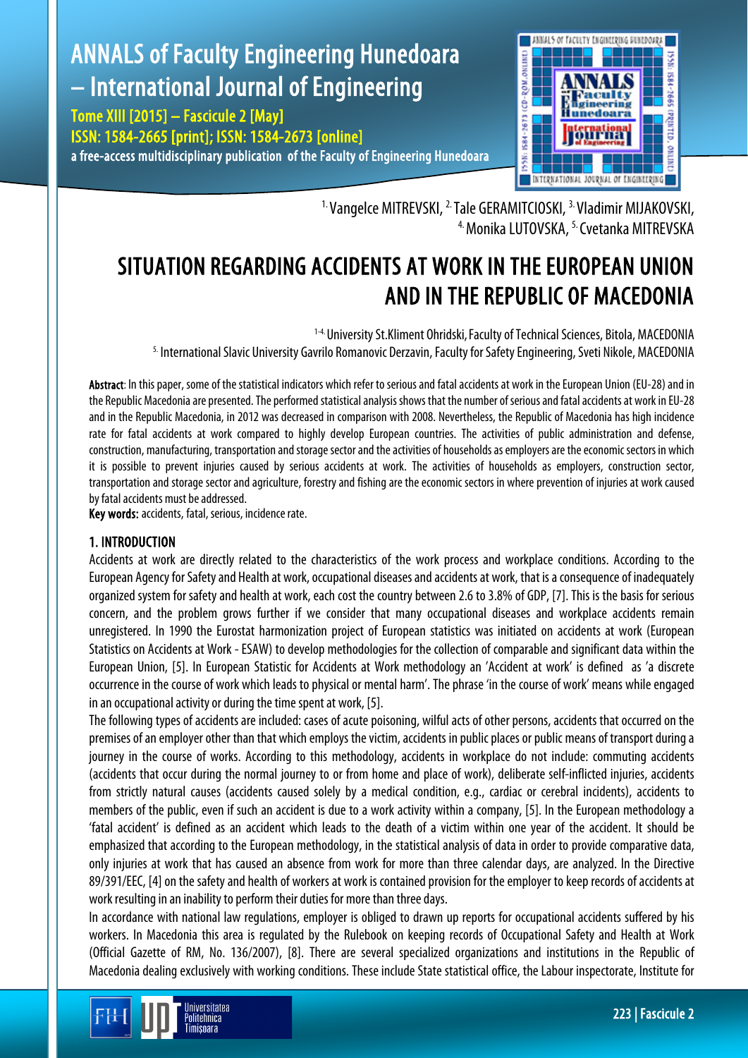[1.] Vangelce MITREVSKI, [2.] Tale GERAMITCIOSKI, [3.] Vladimir MIJAKOVSKI, [4.] Monika LUTOVSKA, [5.] Cvetanka MITREVSKA

# SITUATION REGARDING ACCIDENTS AT WORK IN THE EUROPEAN UNION AND IN THE REPUBLIC OF MACEDONIA

[1-4.] University St.Kliment Ohridski, Faculty of Technical Sciences, Bitola, MACEDONIA
[5.] International Slavic University Gavrilo Romanovic Derzavin, Faculty for Safety Engineering, Sveti Nikole, MACEDONIA

**Abstract**: In this paper, some of the statistical indicators which refer to serious and fatal accidents at work in the European Union (EU-28) and in the Republic Macedonia are presented. The performed statistical analysis shows that the number of serious and fatal accidents at work in EU-28 and in the Republic Macedonia, in 2012 was decreased in comparison with 2008. Nevertheless, the Republic of Macedonia has high incidence rate for fatal accidents at work compared to highly develop European countries. The activities of public administration and defense, construction, manufacturing, transportation and storage sector and the activities of households as employers are the economic sectors in which it is possible to prevent injuries caused by serious accidents at work. The activities of households as employers, construction sector, transportation and storage sector and agriculture, forestry and fishing are the economic sectors in where prevention of injuries at work caused by fatal accidents must be addressed.

**Key words:** accidents, fatal, serious, incidence rate.

## 1. INTRODUCTION

Accidents at work are directly related to the characteristics of the work process and workplace conditions. According to the European Agency for Safety and Health at work, occupational diseases and accidents at work, that is a consequence of inadequately organized system for safety and health at work, each cost the country between 2.6 to 3.8% of GDP, [7]. This is the basis for serious concern, and the problem grows further if we consider that many occupational diseases and workplace accidents remain unregistered. In 1990 the Eurostat harmonization project of European statistics was initiated on accidents at work (European Statistics on Accidents at Work - ESAW) to develop methodologies for the collection of comparable and significant data within the European Union, [5]. In European Statistic for Accidents at Work methodology an 'Accident at work' is defined as 'a discrete occurrence in the course of work which leads to physical or mental harm'. The phrase 'in the course of work' means while engaged in an occupational activity or during the time spent at work, [5].

The following types of accidents are included: cases of acute poisoning, wilful acts of other persons, accidents that occurred on the premises of an employer other than that which employs the victim, accidents in public places or public means of transport during a journey in the course of works. According to this methodology, accidents in workplace do not include: commuting accidents (accidents that occur during the normal journey to or from home and place of work), deliberate self-inflicted injuries, accidents from strictly natural causes (accidents caused solely by a medical condition, e.g., cardiac or cerebral incidents), accidents to members of the public, even if such an accident is due to a work activity within a company, [5]. In the European methodology a 'fatal accident' is defined as an accident which leads to the death of a victim within one year of the accident. It should be emphasized that according to the European methodology, in the statistical analysis of data in order to provide comparative data, only injuries at work that has caused an absence from work for more than three calendar days, are analyzed. In the Directive 89/391/EEC, [4] on the safety and health of workers at work is contained provision for the employer to keep records of accidents at work resulting in an inability to perform their duties for more than three days.

In accordance with national law regulations, employer is obliged to drawn up reports for occupational accidents suffered by his workers. In Macedonia this area is regulated by the Rulebook on keeping records of Occupational Safety and Health at Work (Official Gazette of RM, No. 136/2007), [8]. There are several specialized organizations and institutions in the Republic of Macedonia dealing exclusively with working conditions. These include State statistical office, the Labour inspectorate, Institute for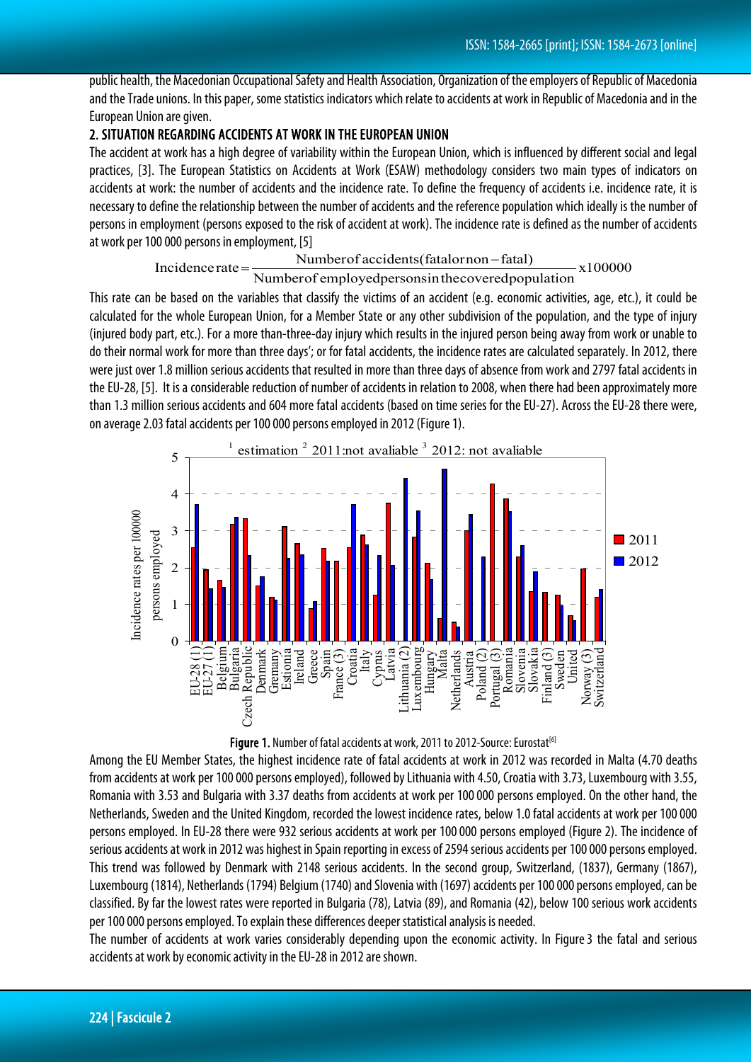public health, the Macedonian Occupational Safety and Health Association, Organization of the employers of Republic of Macedonia and the Trade unions. In this paper, some statistics indicators which relate to accidents at work in Republic of Macedonia and in the European Union are given.

## 2. SITUATION REGARDING ACCIDENTS AT WORK IN THE EUROPEAN UNION

The accident at work has a high degree of variability within the European Union, which is influenced by different social and legal practices, [3]. The European Statistics on Accidents at Work (ESAW) methodology considers two main types of indicators on accidents at work: the number of accidents and the incidence rate. To define the frequency of accidents i.e. incidence rate, it is necessary to define the relationship between the number of accidents and the reference population which ideally is the number of persons in employment (persons exposed to the risk of accident at work). The incidence rate is defined as the number of accidents at work per 100 000 persons in employment, [5]

$$\text{Incidence rate} = \frac{\text{Number of accidents (fatal or non-fatal)}}{\text{Number of employed persons in the covered population}} \times 100000$$

This rate can be based on the variables that classify the victims of an accident (e.g. economic activities, age, etc.), it could be calculated for the whole European Union, for a Member State or any other subdivision of the population, and the type of injury (injured body part, etc.). For a more than-three-day injury which results in the injured person being away from work or unable to do their normal work for more than three days'; or for fatal accidents, the incidence rates are calculated separately. In 2012, there were just over 1.8 million serious accidents that resulted in more than three days of absence from work and 2797 fatal accidents in the EU-28, [5]. It is a considerable reduction of number of accidents in relation to 2008, when there had been approximately more than 1.3 million serious accidents and 604 more fatal accidents (based on time series for the EU-27). Across the EU-28 there were, on average 2.03 fatal accidents per 100 000 persons employed in 2012 (Figure 1).

Figure 1. Number of fatal accidents at work, 2011 to 2012-Source: Eurostat[6]

Among the EU Member States, the highest incidence rate of fatal accidents at work in 2012 was recorded in Malta (4.70 deaths from accidents at work per 100 000 persons employed), followed by Lithuania with 4.50, Croatia with 3.73, Luxembourg with 3.55, Romania with 3.53 and Bulgaria with 3.37 deaths from accidents at work per 100 000 persons employed. On the other hand, the Netherlands, Sweden and the United Kingdom, recorded the lowest incidence rates, below 1.0 fatal accidents at work per 100 000 persons employed. In EU-28 there were 932 serious accidents at work per 100 000 persons employed (Figure 2). The incidence of serious accidents at work in 2012 was highest in Spain reporting in excess of 2594 serious accidents per 100 000 persons employed. This trend was followed by Denmark with 2148 serious accidents. In the second group, Switzerland, (1837), Germany (1867), Luxembourg (1814), Netherlands (1794) Belgium (1740) and Slovenia with (1697) accidents per 100 000 persons employed, can be classified. By far the lowest rates were reported in Bulgaria (78), Latvia (89), and Romania (42), below 100 serious work accidents per 100 000 persons employed. To explain these differences deeper statistical analysis is needed.

The number of accidents at work varies considerably depending upon the economic activity. In Figure 3 the fatal and serious accidents at work by economic activity in the EU-28 in 2012 are shown.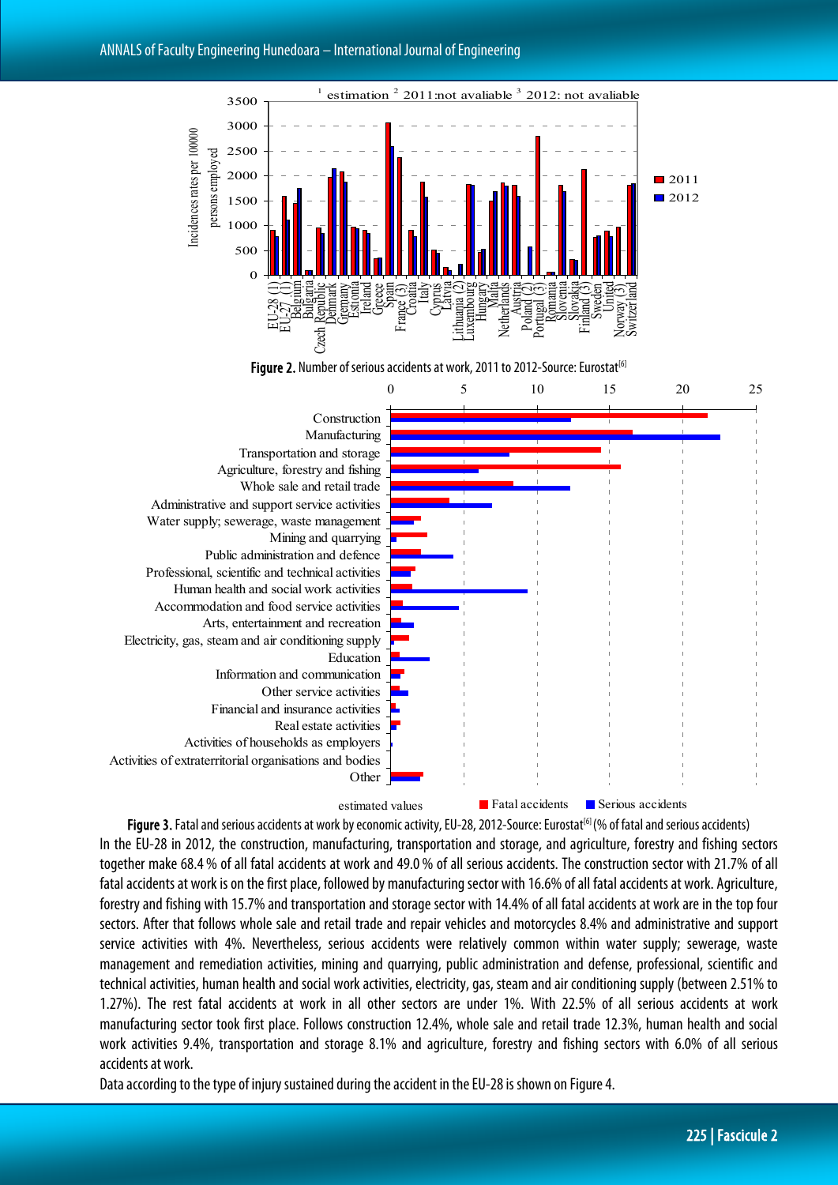¹ estimation ² 2011:not avaliable ³ 2012: not avaliable

Incidences rates per 100000 persons employed

3500
3000
2500
2000
1500
1000
500
0

EU-28 (1)
EU-27 (1)
Belgium
Bulgaria
Czech Republic
Denmark
Germany
Estonia
Ireland
Greece
Spain
France (3)
Croatia
Italy
Cyprus
Latvia
Lithuania (2)
Luxembourg
Hungary
Malta
Netherlands
Austria
Poland (2)
Portugal (3)
Romania
Slovenia
Slovakia
Finland (3)
Sweden
United
Norway (3)
Switzerland

2011
2012

**Figure 2.** Number of serious accidents at work, 2011 to 2012-Source: Eurostat[6]

0 5 10 15 20 25

Construction
Manufacturing
Transportation and storage
Agriculture, forestry and fishing
Whole sale and retail trade
Administrative and support service activities
Water supply; sewerage, waste management
Mining and quarrying
Public administration and defence
Professional, scientific and technical activities
Human health and social work activities
Accommodation and food service activities
Arts, entertainment and recreation
Electricity, gas, steam and air conditioning supply
Education
Information and communication
Other service activities
Financial and insurance activities
Real estate activities
Activities of households as employers
Activities of extraterritorial organisations and bodies
Other

estimated values
Fatal accidents
Serious accidents

**Figure 3.** Fatal and serious accidents at work by economic activity, EU-28, 2012-Source: Eurostat[6] (% of fatal and serious accidents)

In the EU-28 in 2012, the construction, manufacturing, transportation and storage, and agriculture, forestry and fishing sectors together make 68.4 % of all fatal accidents at work and 49.0 % of all serious accidents. The construction sector with 21.7% of all fatal accidents at work is on the first place, followed by manufacturing sector with 16.6% of all fatal accidents at work. Agriculture, forestry and fishing with 15.7% and transportation and storage sector with 14.4% of all fatal accidents at work are in the top four sectors. After that follows whole sale and retail trade and repair vehicles and motorcycles 8.4% and administrative and support service activities with 4%. Nevertheless, serious accidents were relatively common within water supply; sewerage, waste management and remediation activities, mining and quarrying, public administration and defense, professional, scientific and technical activities, human health and social work activities, electricity, gas, steam and air conditioning supply (between 2.51% to 1.27%). The rest fatal accidents at work in all other sectors are under 1%. With 22.5% of all serious accidents at work manufacturing sector took first place. Follows construction 12.4%, whole sale and retail trade 12.3%, human health and social work activities 9.4%, transportation and storage 8.1% and agriculture, forestry and fishing sectors with 6.0% of all serious accidents at work.

Data according to the type of injury sustained during the accident in the EU-28 is shown on Figure 4.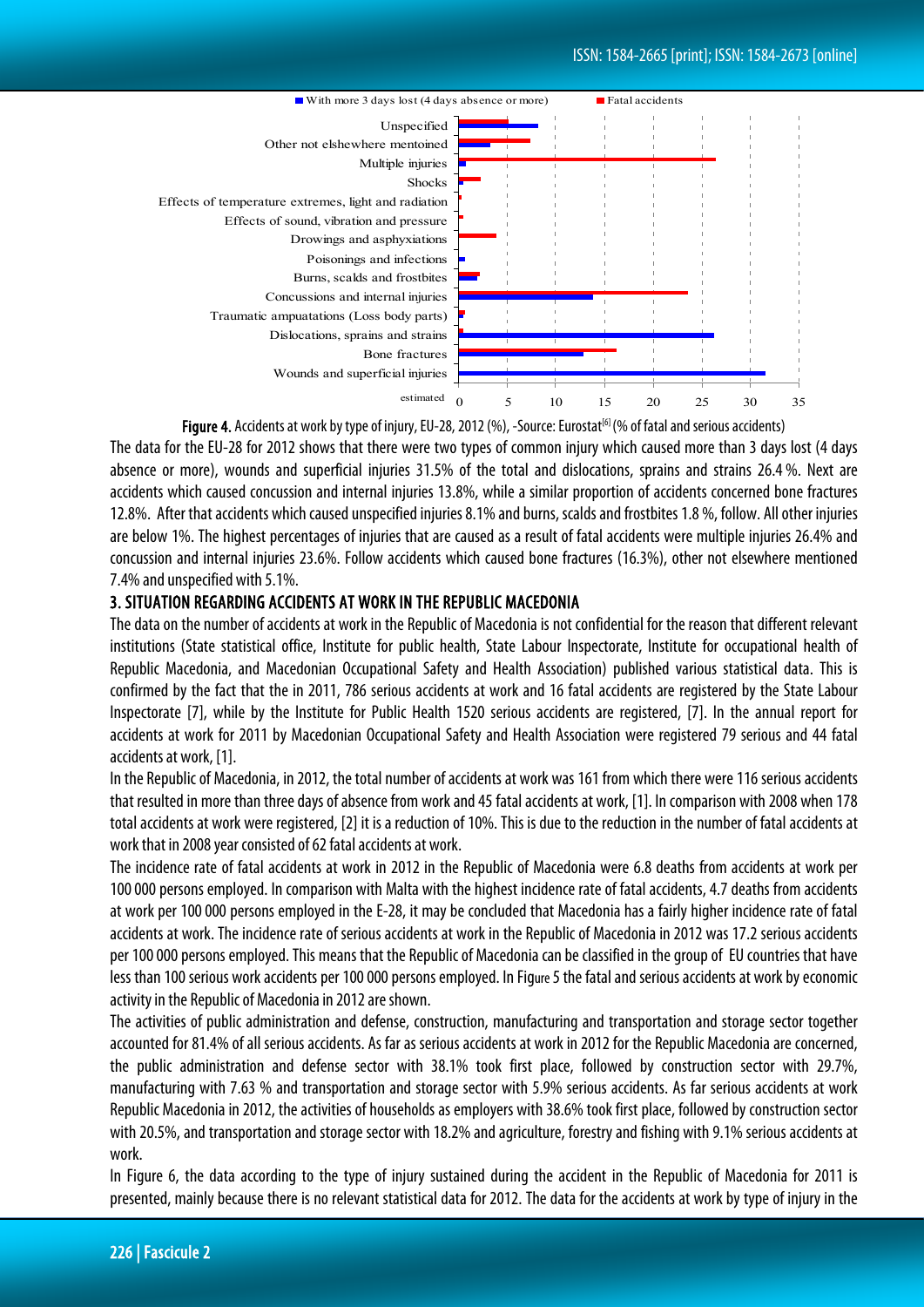With more 3 days lost (4 days absence or more)
Fatal accidents

Unspecified
Other not elshewhere mentioned
Multiple injuries
Shocks
Effects of temperature extremes, light and radiation
Effects of sound, vibration and pressure
Drowings and asphyxiations
Poisonings and infections
Burns, scalds and frostbites
Concussions and internal injuries
Traumatic ampuatations (Loss body parts)
Dislocations, sprains and strains
Bone fractures
Wounds and superficial injuries

estimated
0 5 10 15 20 25 30 35

**Figure 4.** Accidents at work by type of injury, EU-28, 2012 (%), -Source: Eurostat[6] (% of fatal and serious accidents)

The data for the EU-28 for 2012 shows that there were two types of common injury which caused more than 3 days lost (4 days absence or more), wounds and superficial injuries 31.5% of the total and dislocations, sprains and strains 26.4 %. Next are accidents which caused concussion and internal injuries 13.8%, while a similar proportion of accidents concerned bone fractures 12.8%. After that accidents which caused unspecified injuries 8.1% and burns, scalds and frostbites 1.8 %, follow. All other injuries are below 1%. The highest percentages of injuries that are caused as a result of fatal accidents were multiple injuries 26.4% and concussion and internal injuries 23.6%. Follow accidents which caused bone fractures (16.3%), other not elsewhere mentioned 7.4% and unspecified with 5.1%.

## 3. SITUATION REGARDING ACCIDENTS AT WORK IN THE REPUBLIC MACEDONIA

The data on the number of accidents at work in the Republic of Macedonia is not confidential for the reason that different relevant institutions (State statistical office, Institute for public health, State Labour Inspectorate, Institute for occupational health of Republic Macedonia, and Macedonian Occupational Safety and Health Association) published various statistical data. This is confirmed by the fact that the in 2011, 786 serious accidents at work and 16 fatal accidents are registered by the State Labour Inspectorate [7], while by the Institute for Public Health 1520 serious accidents are registered, [7]. In the annual report for accidents at work for 2011 by Macedonian Occupational Safety and Health Association were registered 79 serious and 44 fatal accidents at work, [1].

In the Republic of Macedonia, in 2012, the total number of accidents at work was 161 from which there were 116 serious accidents that resulted in more than three days of absence from work and 45 fatal accidents at work, [1]. In comparison with 2008 when 178 total accidents at work were registered, [2] it is a reduction of 10%. This is due to the reduction in the number of fatal accidents at work that in 2008 year consisted of 62 fatal accidents at work.

The incidence rate of fatal accidents at work in 2012 in the Republic of Macedonia were 6.8 deaths from accidents at work per 100 000 persons employed. In comparison with Malta with the highest incidence rate of fatal accidents, 4.7 deaths from accidents at work per 100 000 persons employed in the E-28, it may be concluded that Macedonia has a fairly higher incidence rate of fatal accidents at work. The incidence rate of serious accidents at work in the Republic of Macedonia in 2012 was 17.2 serious accidents per 100 000 persons employed. This means that the Republic of Macedonia can be classified in the group of EU countries that have less than 100 serious work accidents per 100 000 persons employed. In Figure 5 the fatal and serious accidents at work by economic activity in the Republic of Macedonia in 2012 are shown.

The activities of public administration and defense, construction, manufacturing and transportation and storage sector together accounted for 81.4% of all serious accidents. As far as serious accidents at work in 2012 for the Republic Macedonia are concerned, the public administration and defense sector with 38.1% took first place, followed by construction sector with 29.7%, manufacturing with 7.63 % and transportation and storage sector with 5.9% serious accidents. As far serious accidents at work Republic Macedonia in 2012, the activities of households as employers with 38.6% took first place, followed by construction sector with 20.5%, and transportation and storage sector with 18.2% and agriculture, forestry and fishing with 9.1% serious accidents at work.

In Figure 6, the data according to the type of injury sustained during the accident in the Republic of Macedonia for 2011 is presented, mainly because there is no relevant statistical data for 2012. The data for the accidents at work by type of injury in the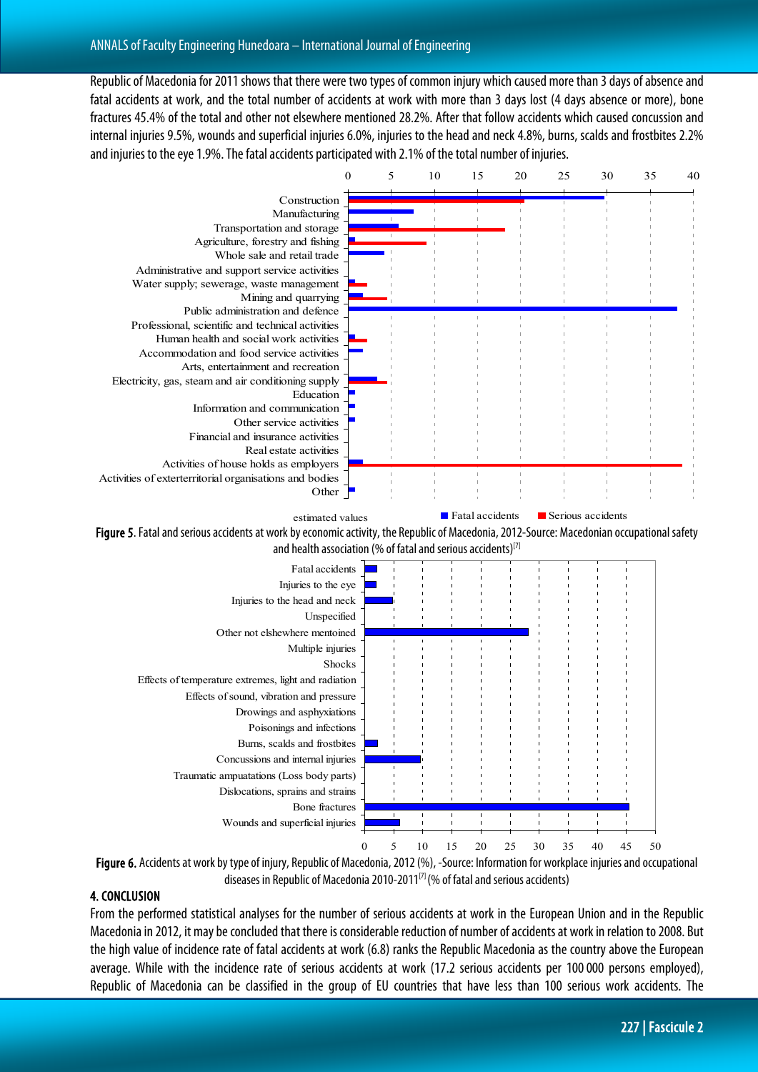Republic of Macedonia for 2011 shows that there were two types of common injury which caused more than 3 days of absence and fatal accidents at work, and the total number of accidents at work with more than 3 days lost (4 days absence or more), bone fractures 45.4% of the total and other not elsewhere mentioned 28.2%. After that follow accidents which caused concussion and internal injuries 9.5%, wounds and superficial injuries 6.0%, injuries to the head and neck 4.8%, burns, scalds and frostbites 2.2% and injuries to the eye 1.9%. The fatal accidents participated with 2.1% of the total number of injuries.

0 5 10 15 20 25 30 35 40

Construction
Manufacturing
Transportation and storage
Agriculture, forestry and fishing
Whole sale and retail trade
Administrative and support service activities
Water supply; sewerage, waste management
Mining and quarrying
Public administration and defence
Professional, scientific and technical activities
Human health and social work activities
Accommodation and food service activities
Arts, entertainment and recreation
Electricity, gas, steam and air conditioning supply
Education
Information and communication
Other service activities
Financial and insurance activities
Real estate activities
Activities of house holds as employers
Activities of exterterritorial organisations and bodies
Other

estimated values

Fatal accidents
Serious accidents

**Figure 5**. Fatal and serious accidents at work by economic activity, the Republic of Macedonia, 2012-Source: Macedonian occupational safety and health association (% of fatal and serious accidents)[7]

Fatal accidents
Injuries to the eye
Injuries to the head and neck
Unspecified
Other not elshewhere mentoined
Multiple injuries
Shocks
Effects of temperature extremes, light and radiation
Effects of sound, vibration and pressure
Drowings and asphyxiations
Poisonings and infections
Burns, scalds and frostbites
Concussions and internal injuries
Traumatic ampuatations (Loss body parts)
Dislocations, sprains and strains
Bone fractures
Wounds and superficial injuries

0 5 10 15 20 25 30 35 40 45 50

**Figure 6.** Accidents at work by type of injury, Republic of Macedonia, 2012 (%), -Source: Information for workplace injuries and occupational diseases in Republic of Macedonia 2010-2011[7] (% of fatal and serious accidents)

## 4. CONCLUSION

From the performed statistical analyses for the number of serious accidents at work in the European Union and in the Republic Macedonia in 2012, it may be concluded that there is considerable reduction of number of accidents at work in relation to 2008. But the high value of incidence rate of fatal accidents at work (6.8) ranks the Republic Macedonia as the country above the European average. While with the incidence rate of serious accidents at work (17.2 serious accidents per 100 000 persons employed), Republic of Macedonia can be classified in the group of EU countries that have less than 100 serious work accidents. The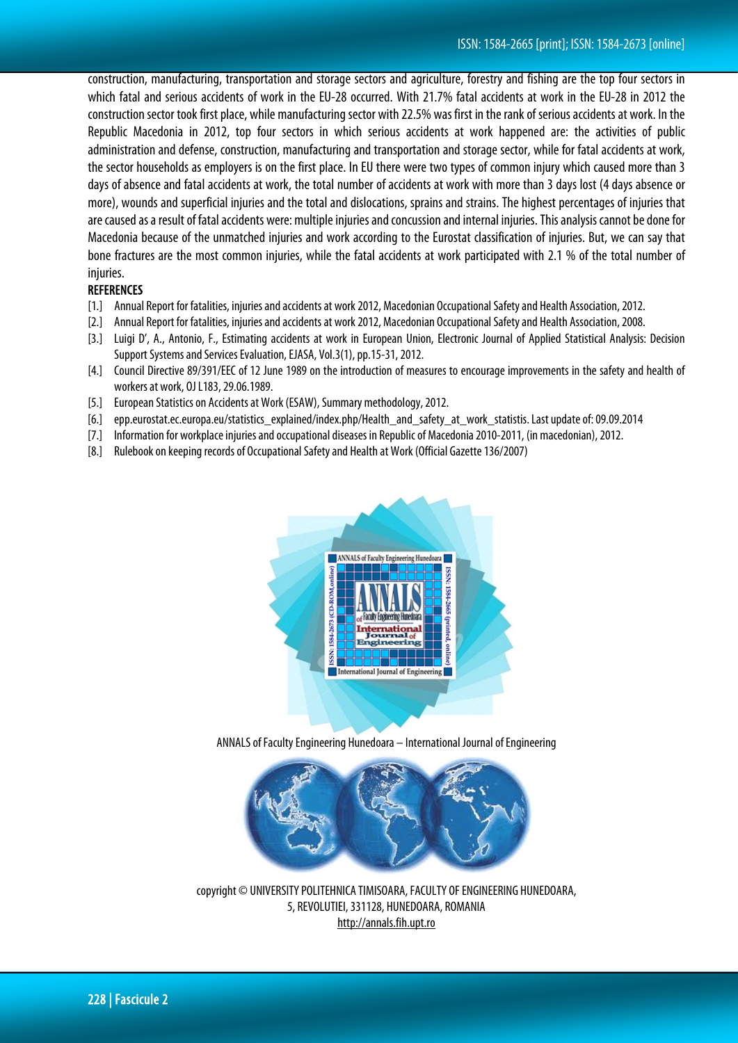construction, manufacturing, transportation and storage sectors and agriculture, forestry and fishing are the top four sectors in which fatal and serious accidents of work in the EU-28 occurred. With 21.7% fatal accidents at work in the EU-28 in 2012 the construction sector took first place, while manufacturing sector with 22.5% was first in the rank of serious accidents at work. In the Republic Macedonia in 2012, top four sectors in which serious accidents at work happened are: the activities of public administration and defense, construction, manufacturing and transportation and storage sector, while for fatal accidents at work, the sector households as employers is on the first place. In EU there were two types of common injury which caused more than 3 days of absence and fatal accidents at work, the total number of accidents at work with more than 3 days lost (4 days absence or more), wounds and superficial injuries and the total and dislocations, sprains and strains. The highest percentages of injuries that are caused as a result of fatal accidents were: multiple injuries and concussion and internal injuries. This analysis cannot be done for Macedonia because of the unmatched injuries and work according to the Eurostat classification of injuries. But, we can say that bone fractures are the most common injuries, while the fatal accidents at work participated with 2.1 % of the total number of injuries.

## REFERENCES

[1.] Annual Report for fatalities, injuries and accidents at work 2012, Macedonian Occupational Safety and Health Association, 2012.

[2.] Annual Report for fatalities, injuries and accidents at work 2012, Macedonian Occupational Safety and Health Association, 2008.

[3.] Luigi D', A., Antonio, F., Estimating accidents at work in European Union, Electronic Journal of Applied Statistical Analysis: Decision Support Systems and Services Evaluation, EJASA, Vol.3(1), pp.15-31, 2012.

[4.] Council Directive 89/391/EEC of 12 June 1989 on the introduction of measures to encourage improvements in the safety and health of workers at work, OJ L183, 29.06.1989.

[5.] European Statistics on Accidents at Work (ESAW), Summary methodology, 2012.

[6.] epp.eurostat.ec.europa.eu/statistics_explained/index.php/Health_and_safety_at_work_statistis. Last update of: 09.09.2014

[7.] Information for workplace injuries and occupational diseases in Republic of Macedonia 2010-2011, (in macedonian), 2012.

[8.] Rulebook on keeping records of Occupational Safety and Health at Work (Official Gazette 136/2007)

ANNALS of Faculty Engineering Hunedoara – International Journal of Engineering

copyright © UNIVERSITY POLITEHNICA TIMISOARA, FACULTY OF ENGINEERING HUNEDOARA,
5, REVOLUTIEI, 331128, HUNEDOARA, ROMANIA
http://annals.fih.upt.ro